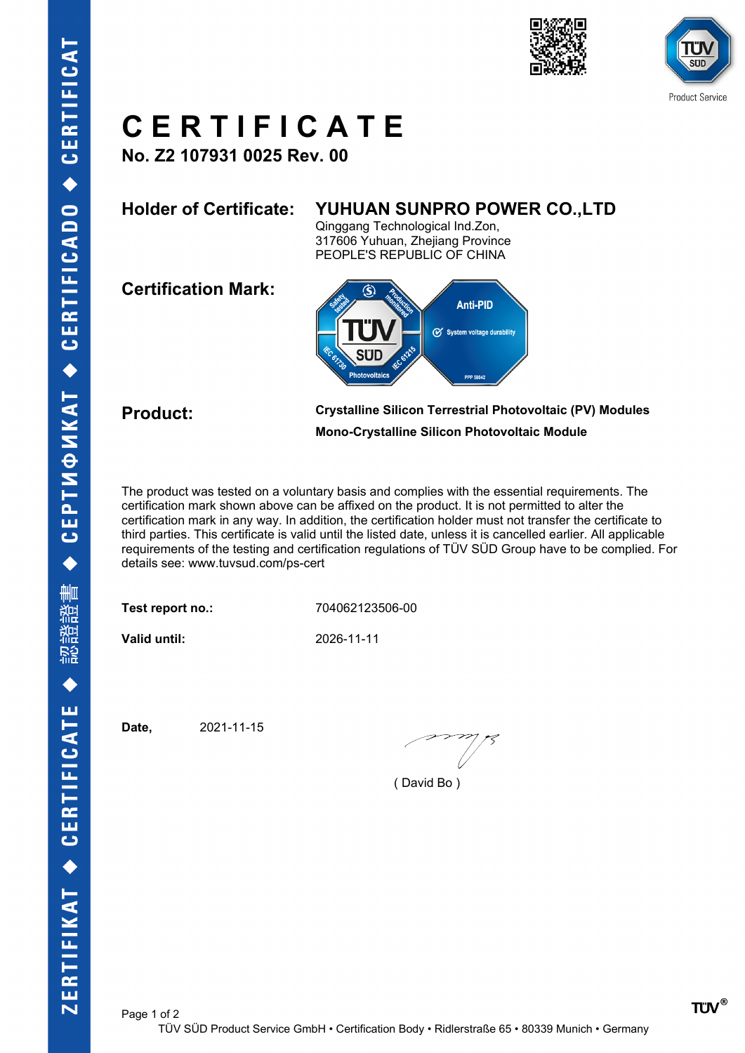# CERTIFICATE

**No. Z2 107931 0025 Rev. 00**

**Holder of Certificate:** **YUHUAN SUNPRO POWER CO.,LTD**
Qinggang Technological Ind.Zon,
317606 Yuhuan, Zhejiang Province
PEOPLE'S REPUBLIC OF CHINA

**Certification Mark:**

**Product:** **Crystalline Silicon Terrestrial Photovoltaic (PV) Modules**
**Mono-Crystalline Silicon Photovoltaic Module**

The product was tested on a voluntary basis and complies with the essential requirements. The certification mark shown above can be affixed on the product. It is not permitted to alter the certification mark in any way. In addition, the certification holder must not transfer the certificate to third parties. This certificate is valid until the listed date, unless it is cancelled earlier. All applicable requirements of the testing and certification regulations of TÜV SÜD Group have to be complied. For details see: www.tuvsud.com/ps-cert

**Test report no.:** 704062123506-00

**Valid until:** 2026-11-11

**Date,** 2021-11-15

( David Bo )

TÜV SÜD Product Service GmbH • Certification Body • Ridlerstraße 65 • 80339 Munich • Germany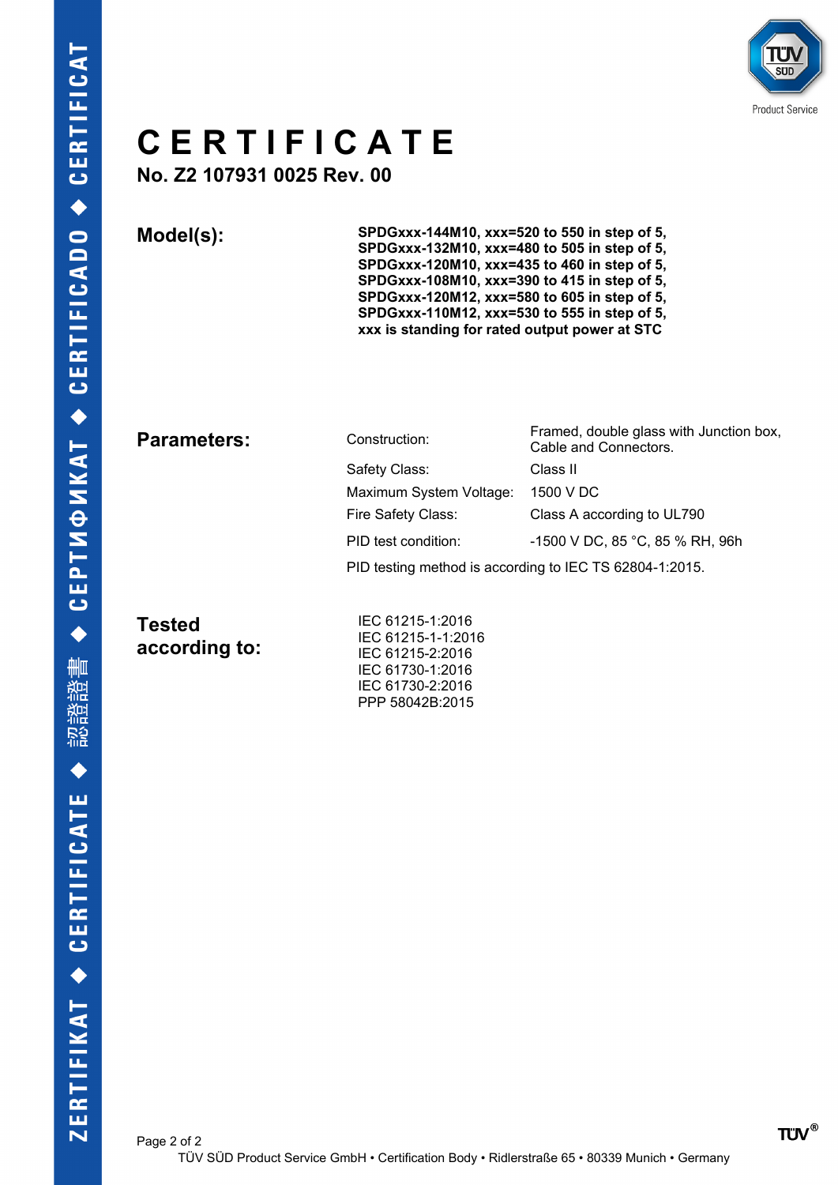# CERTIFICATE

**No. Z2 107931 0025 Rev. 00**

**Model(s):**

**SPDGxxx-144M10, xxx=520 to 550 in step of 5,**
**SPDGxxx-132M10, xxx=480 to 505 in step of 5,**
**SPDGxxx-120M10, xxx=435 to 460 in step of 5,**
**SPDGxxx-108M10, xxx=390 to 415 in step of 5,**
**SPDGxxx-120M12, xxx=580 to 605 in step of 5,**
**SPDGxxx-110M12, xxx=530 to 555 in step of 5,**
**xxx is standing for rated output power at STC**

**Parameters:**

| | |
|---|---|
| Construction: | Framed, double glass with Junction box, Cable and Connectors. |
| Safety Class: | Class II |
| Maximum System Voltage: | 1500 V DC |
| Fire Safety Class: | Class A according to UL790 |
| PID test condition: | -1500 V DC, 85 °C, 85 % RH, 96h |

PID testing method is according to IEC TS 62804-1:2015.

**Tested according to:**

IEC 61215-1:2016
IEC 61215-1-1:2016
IEC 61215-2:2016
IEC 61730-1:2016
IEC 61730-2:2016
PPP 58042B:2015

TÜV SÜD Product Service GmbH • Certification Body • Ridlerstraße 65 • 80339 Munich • Germany